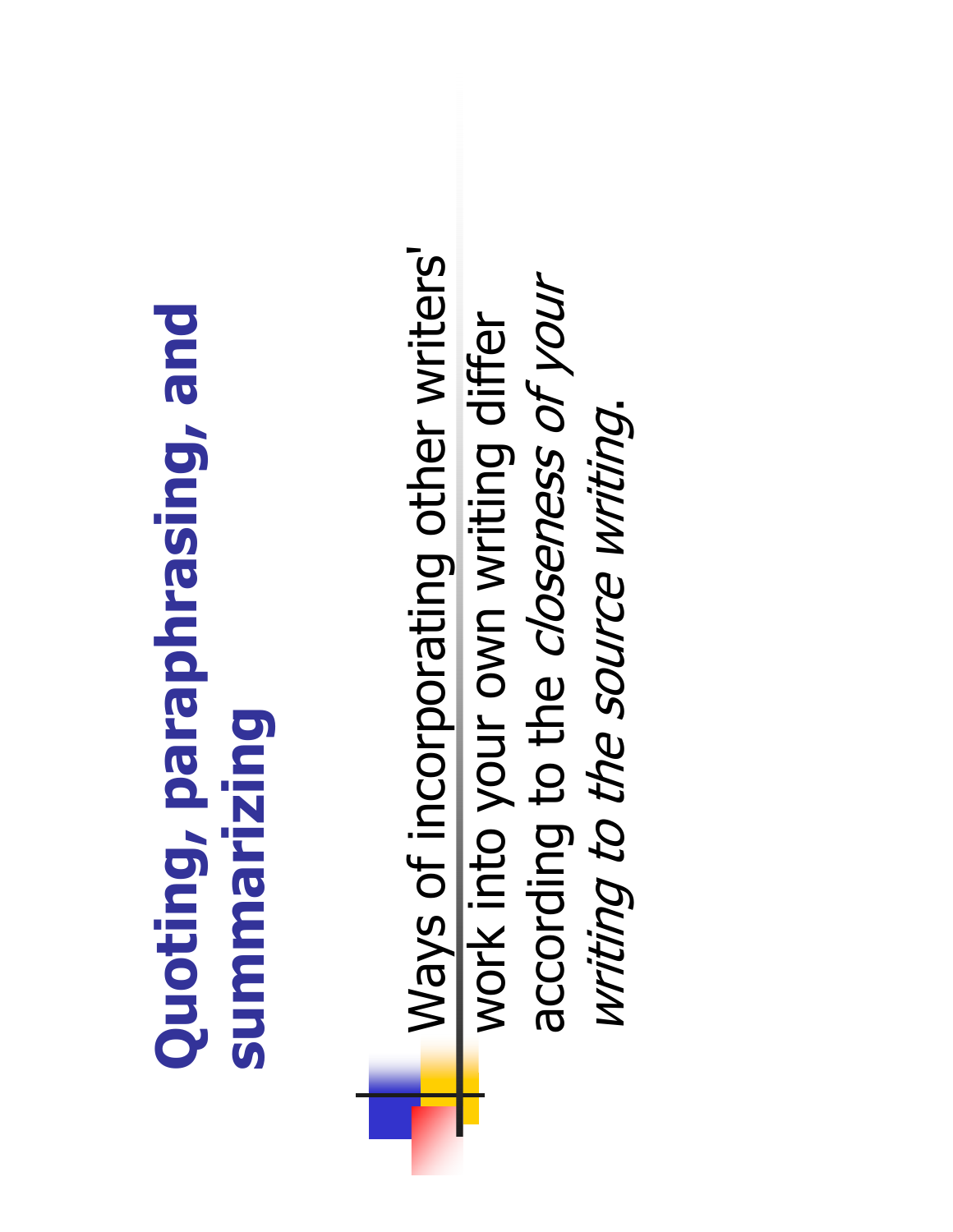# Quoting, paraphrasing, and summarizing

- Ways of incorporating other writers' work into your own writing differ according to the *closeness of your writing to the source writing.*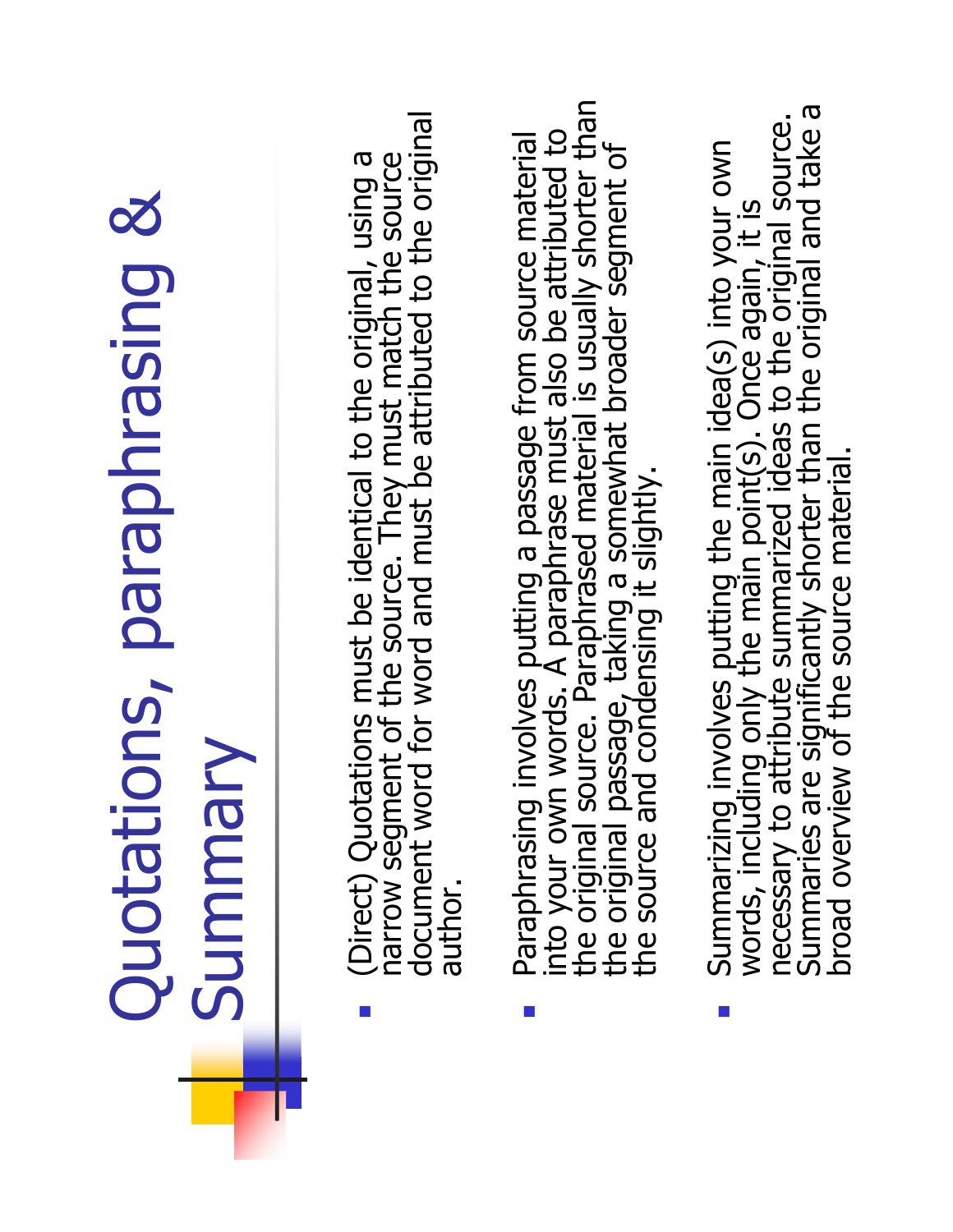# Quotations, paraphrasing & Summary

- (Direct) Quotations must be identical to the original, using a narrow segment of the source. They must match the source document word for word and must be attributed to the original author.

- Paraphrasing involves putting a passage from source material into your own words. A paraphrase must also be attributed to the original source. Paraphrased material is usually shorter than the original passage, taking a somewhat broader segment of the source and condensing it slightly.

- Summarizing involves putting the main idea(s) into your own words, including only the main point(s). Once again, it is necessary to attribute summarized ideas to the original source. Summaries are significantly shorter than the original and take a broad overview of the source material.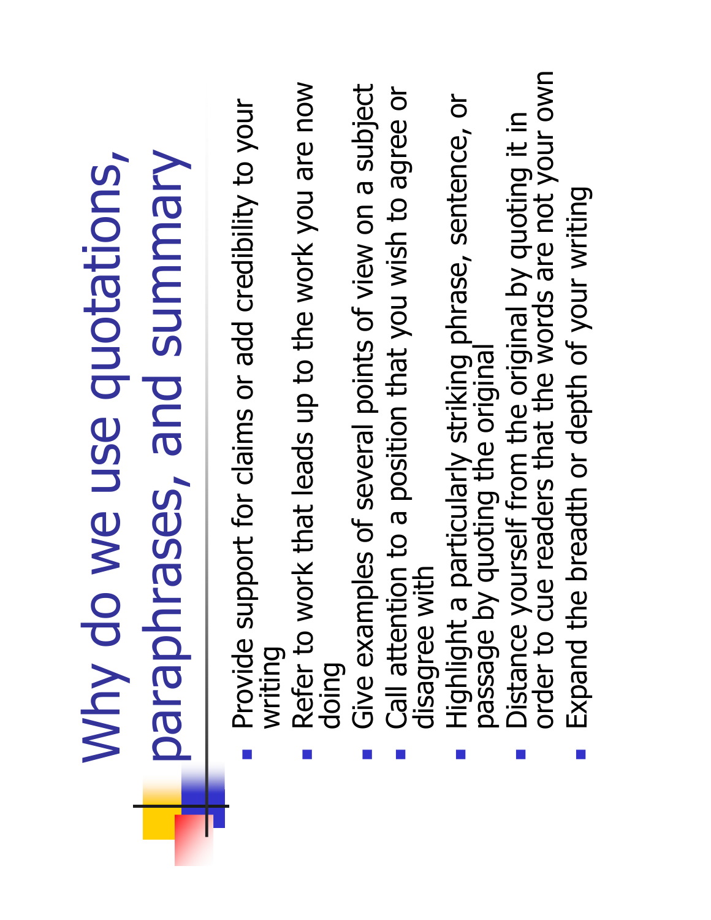# Why do we use quotations, paraphrases, and summary

- Provide support for claims or add credibility to your writing
- Refer to work that leads up to the work you are now doing
- Give examples of several points of view on a subject
- Call attention to a position that you wish to agree or disagree with
- Highlight a particularly striking phrase, sentence, or passage by quoting the original
- Distance yourself from the original by quoting it in order to cue readers that the words are not your own
- Expand the breadth or depth of your writing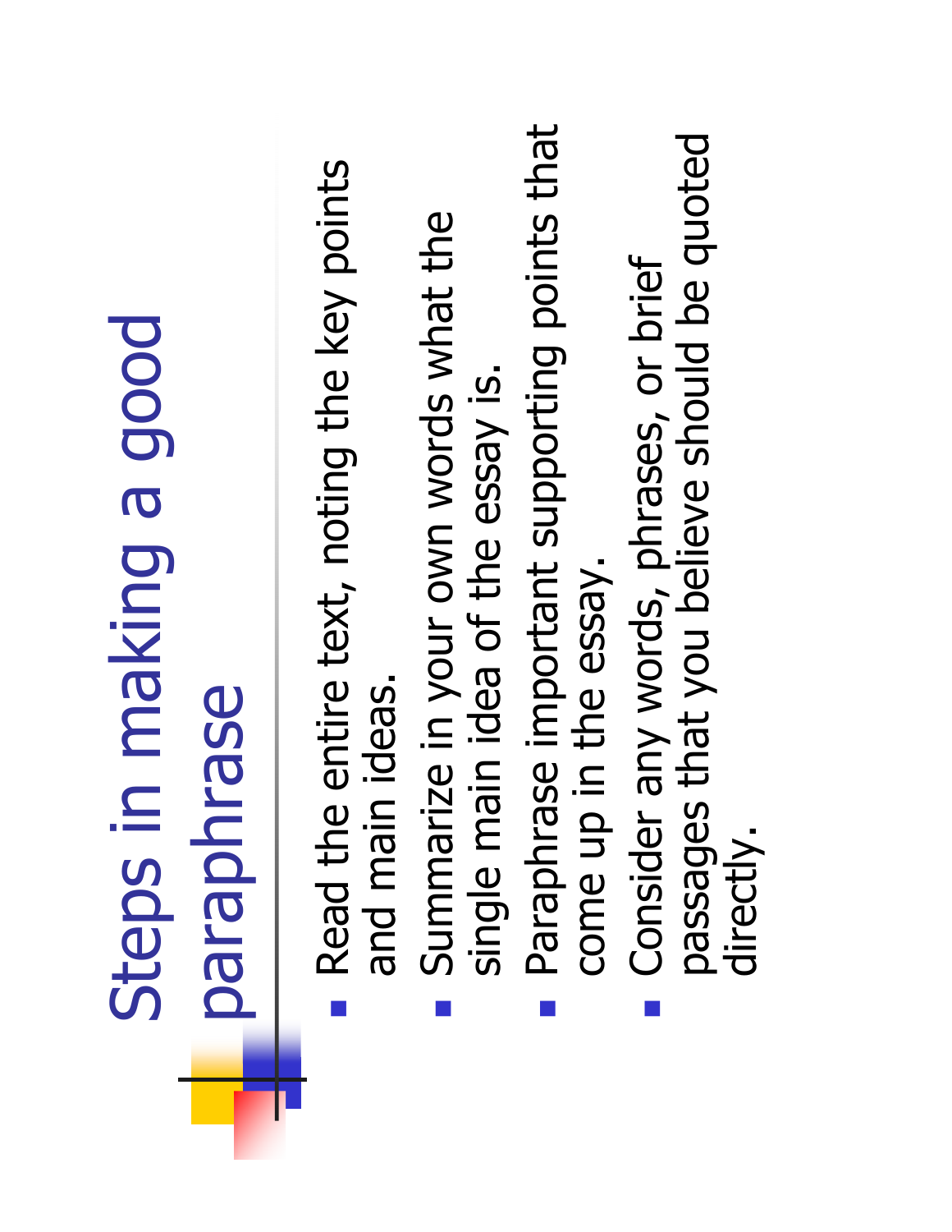# Steps in making a good paraphrase

- Read the entire text, noting the key points and main ideas.
- Summarize in your own words what the single main idea of the essay is.
- Paraphrase important supporting points that come up in the essay.
- Consider any words, phrases, or brief passages that you believe should be quoted directly.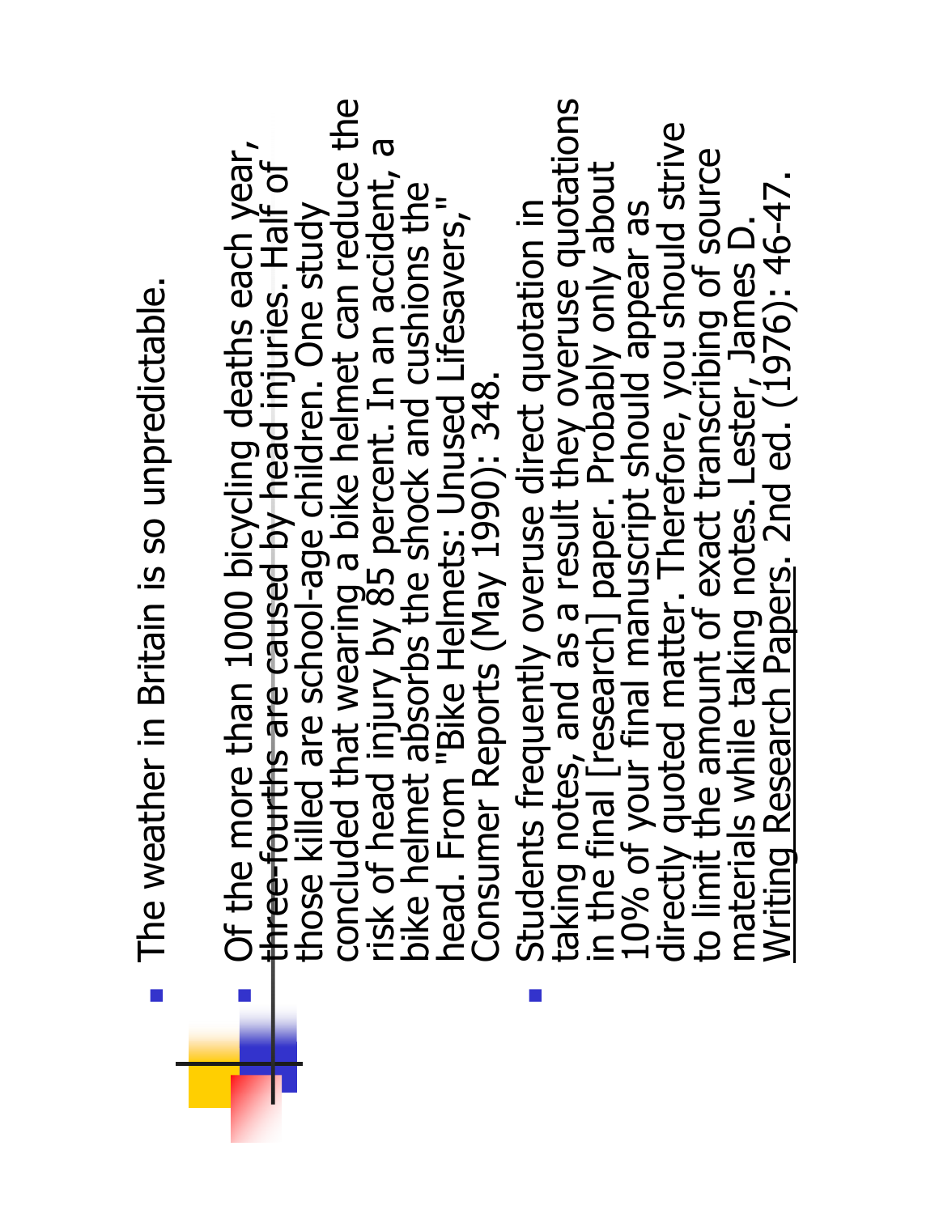- The weather in Britain is so unpredictable.
- Of the more than 1000 bicycling deaths each year, three-fourths are caused by head injuries. Half of those killed are school-age children. One study concluded that wearing a bike helmet can reduce the risk of head injury by 85 percent. In an accident, a bike helmet absorbs the shock and cushions the head. From "Bike Helmets: Unused Lifesavers," Consumer Reports (May 1990): 348.
- Students frequently overuse direct quotation in taking notes, and as a result they overuse quotations in the final [research] paper. Probably only about 10% of your final manuscript should appear as directly quoted matter. Therefore, you should strive to limit the amount of exact transcribing of source materials while taking notes. Lester, James D. Writing Research Papers. 2nd ed. (1976): 46-47.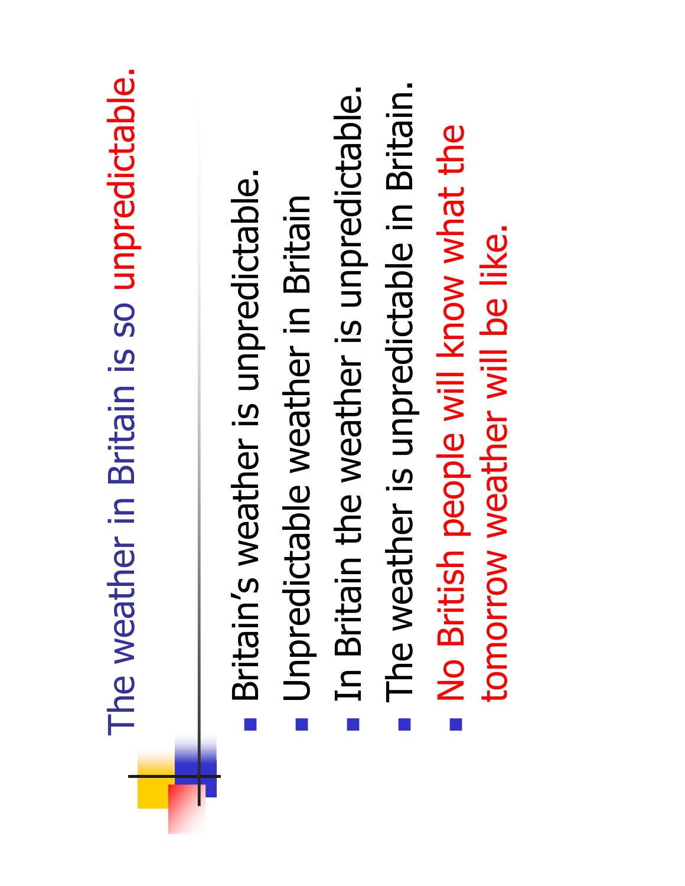# The weather in Britain is so unpredictable.

- Britain's weather is unpredictable.
- Unpredictable weather in Britain
- In Britain the weather is unpredictable.
- The weather is unpredictable in Britain.
- No British people will know what the tomorrow weather will be like.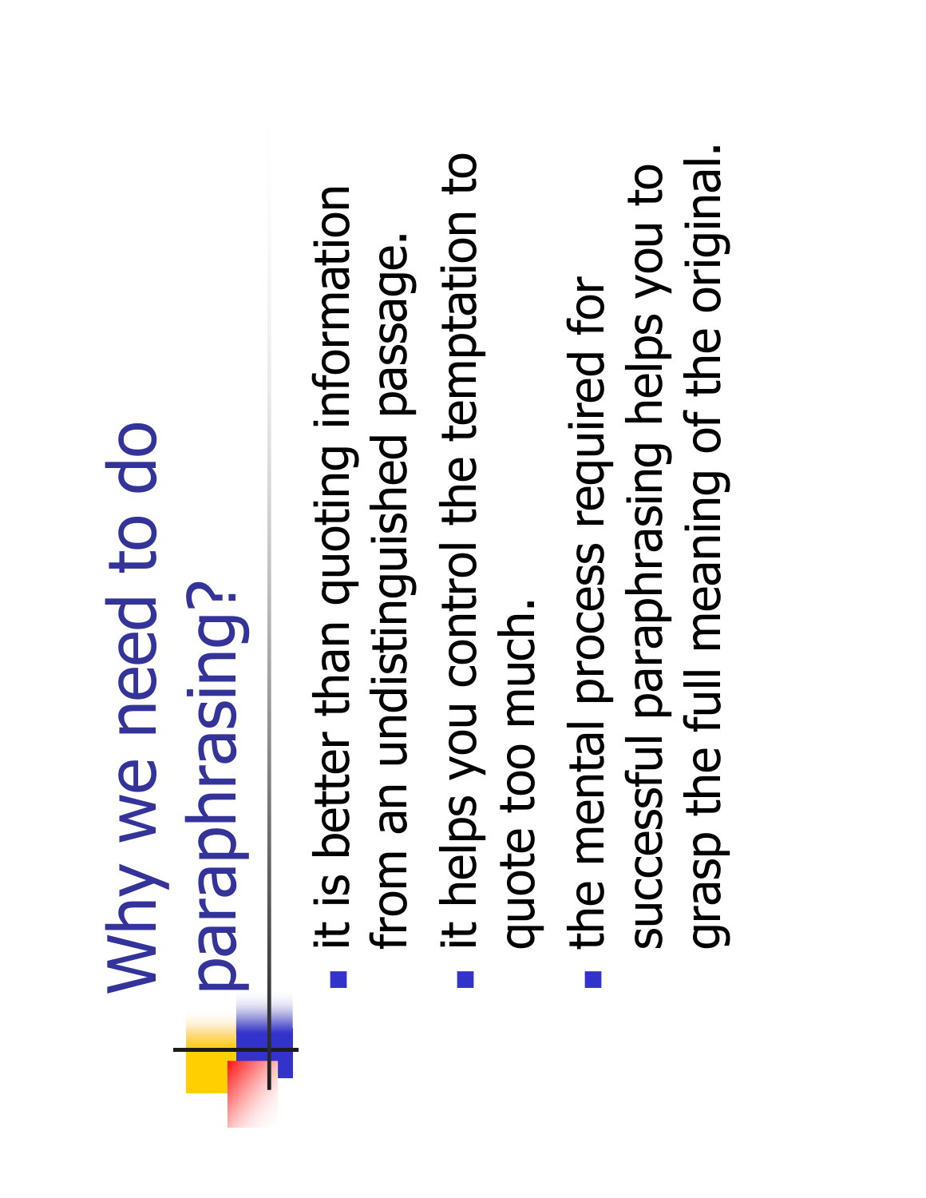# Why we need to do paraphrasing?

- it is better than quoting information from an undistinguished passage.
- it helps you control the temptation to quote too much.
- the mental process required for successful paraphrasing helps you to grasp the full meaning of the original.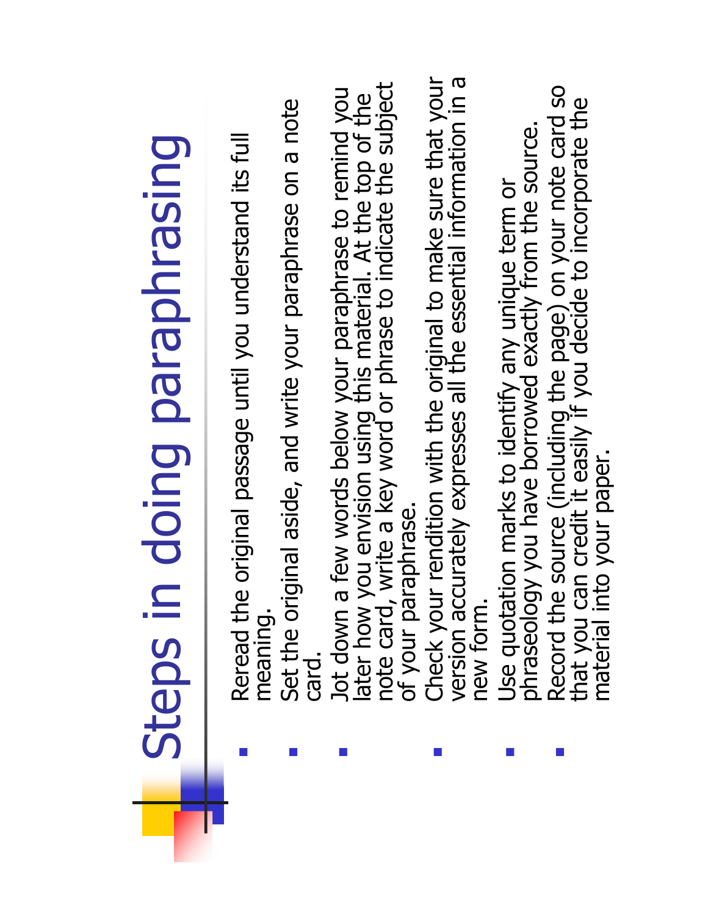# Steps in doing paraphrasing

- Reread the original passage until you understand its full meaning.
- Set the original aside, and write your paraphrase on a note card.
- Jot down a few words below your paraphrase to remind you later how you envision using this material. At the top of the note card, write a key word or phrase to indicate the subject of your paraphrase.
- Check your rendition with the original to make sure that your version accurately expresses all the essential information in a new form.
- Use quotation marks to identify any unique term or phraseology you have borrowed exactly from the source.
- Record the source (including the page) on your note card so that you can credit it easily if you decide to incorporate the material into your paper.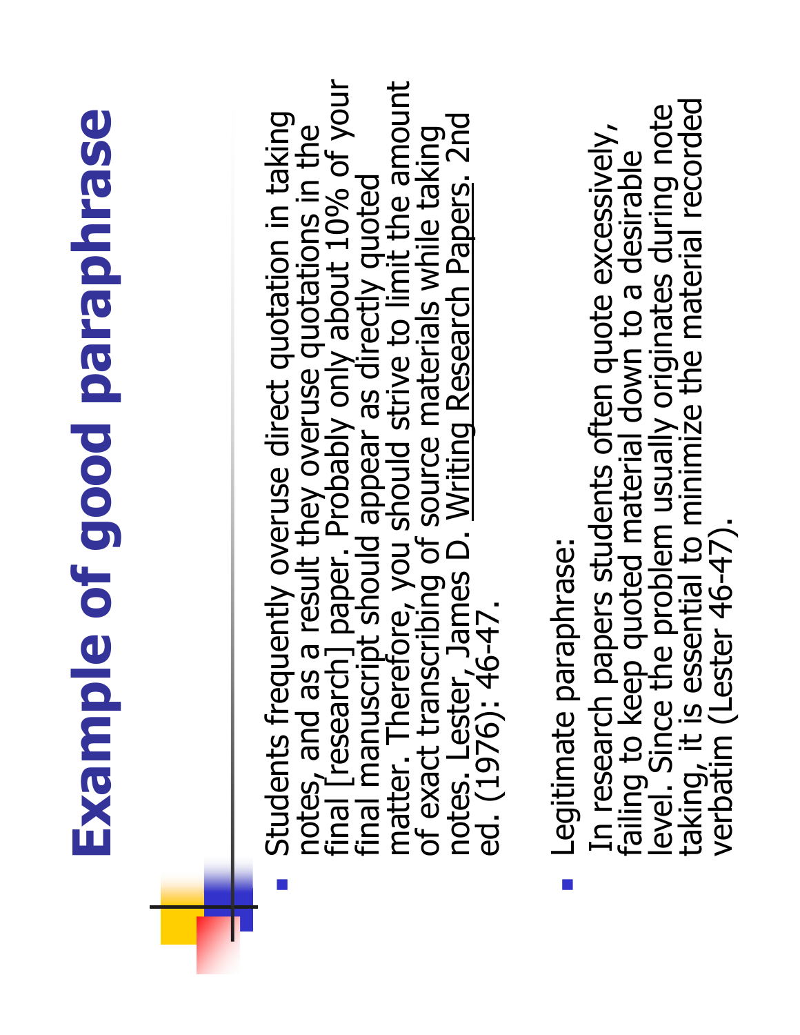# Example of good paraphrase

- Students frequently overuse direct quotation in taking notes, and as a result they overuse quotations in the final [research] paper. Probably only about 10% of your final manuscript should appear as directly quoted matter. Therefore, you should strive to limit the amount of exact transcribing of source materials while taking notes. Lester, James D. Writing Research Papers. 2nd ed. (1976): 46-47.

- Legitimate paraphrase:
  In research papers students often quote excessively, failing to keep quoted material down to a desirable level. Since the problem usually originates during note taking, it is essential to minimize the material recorded verbatim (Lester 46-47).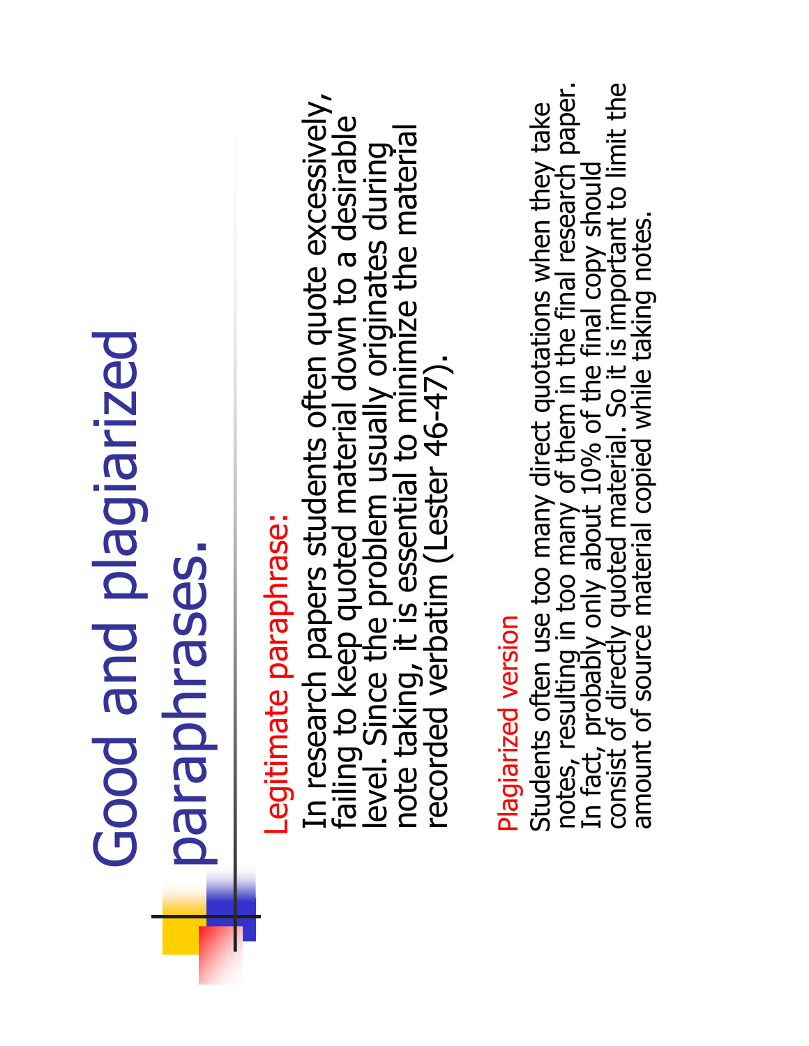# Good and plagiarized paraphrases.

**Legitimate paraphrase:**

In research papers students often quote excessively, failing to keep quoted material down to a desirable level. Since the problem usually originates during note taking, it is essential to minimize the material recorded verbatim (Lester 46-47).

**Plagiarized version**

Students often use too many direct quotations when they take notes, resulting in too many of them in the final research paper. In fact, probably only about 10% of the final copy should consist of directly quoted material. So it is important to limit the amount of source material copied while taking notes.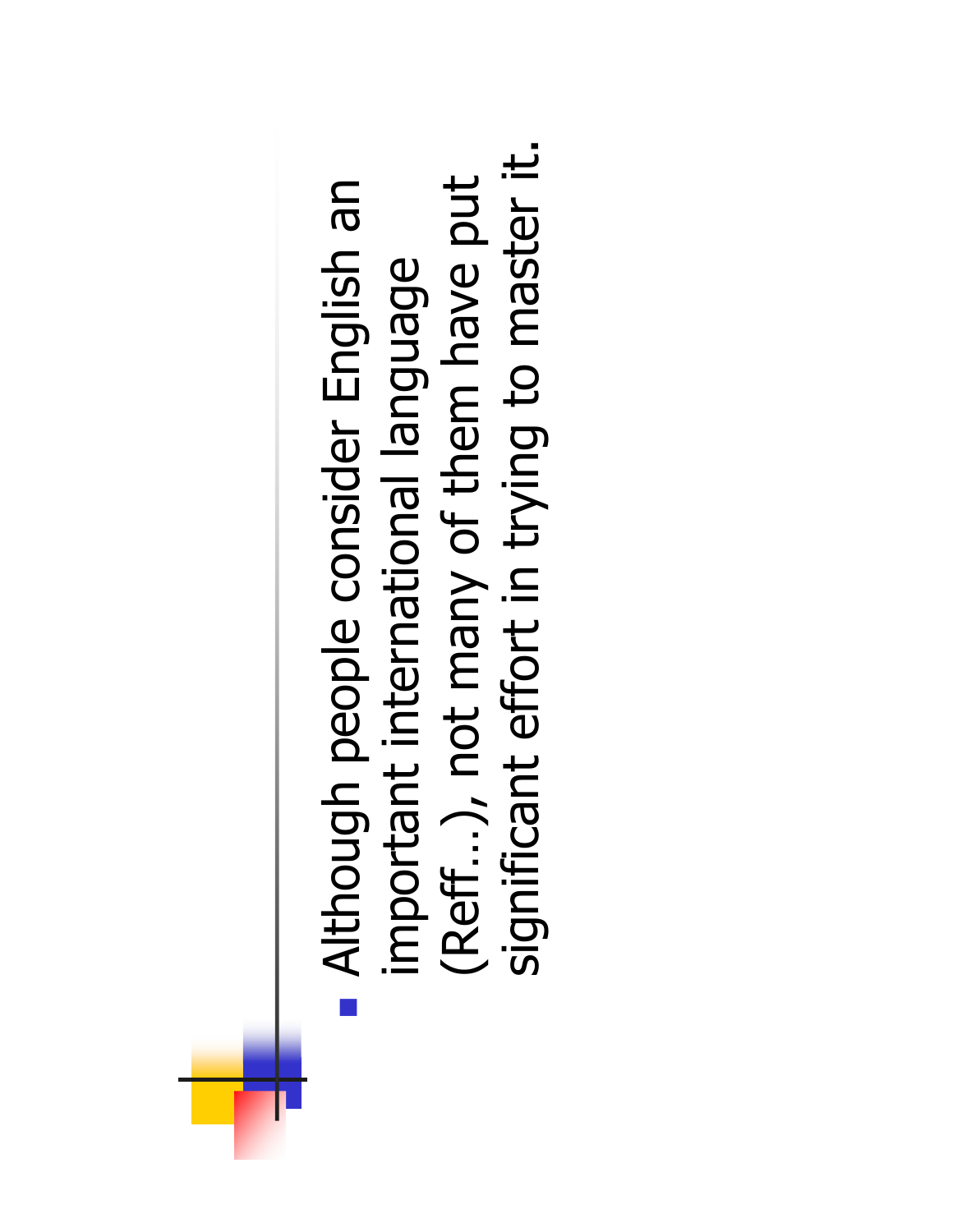- Although people consider English an important international language (Reff…), not many of them have put significant effort in trying to master it.